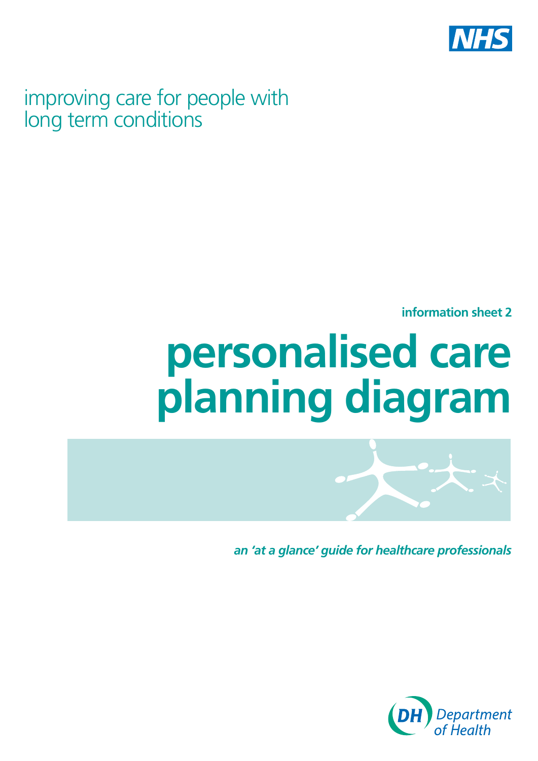NHS

improving care for people with long term conditions

**information sheet 2**

# personalised care planning diagram

***an 'at a glance' guide for healthcare professionals***

DH Department of Health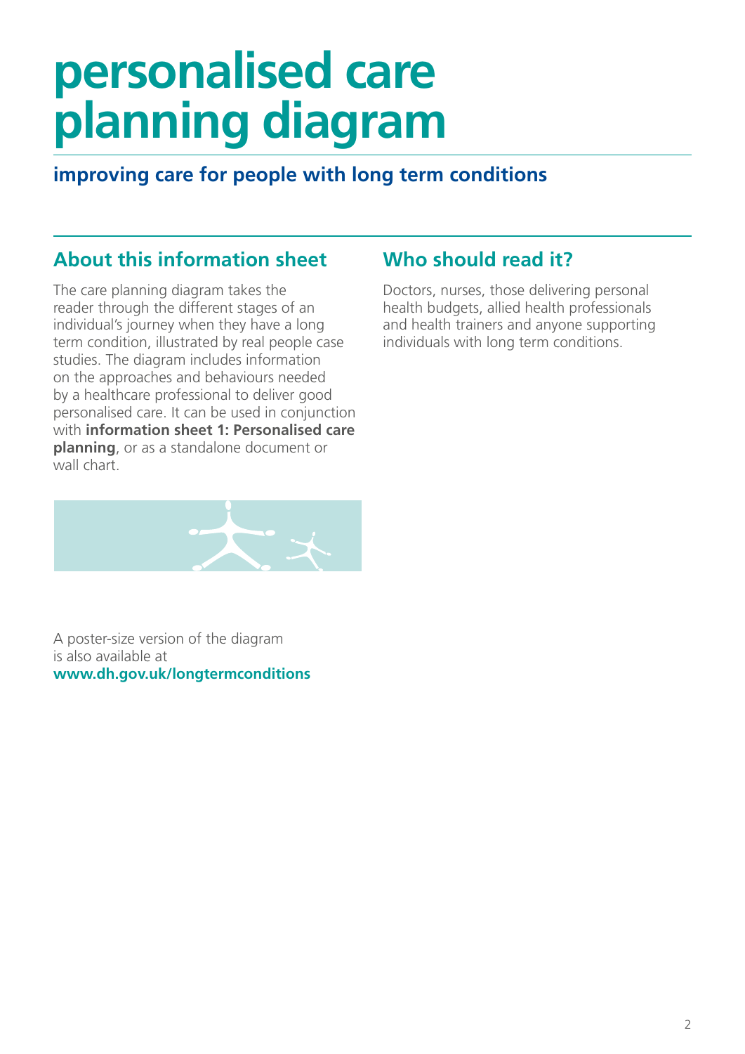# personalised care planning diagram

## improving care for people with long term conditions

## About this information sheet

The care planning diagram takes the reader through the different stages of an individual's journey when they have a long term condition, illustrated by real people case studies. The diagram includes information on the approaches and behaviours needed by a healthcare professional to deliver good personalised care. It can be used in conjunction with **information sheet 1: Personalised care planning**, or as a standalone document or wall chart.

A poster-size version of the diagram is also available at **www.dh.gov.uk/longtermconditions**

## Who should read it?

Doctors, nurses, those delivering personal health budgets, allied health professionals and health trainers and anyone supporting individuals with long term conditions.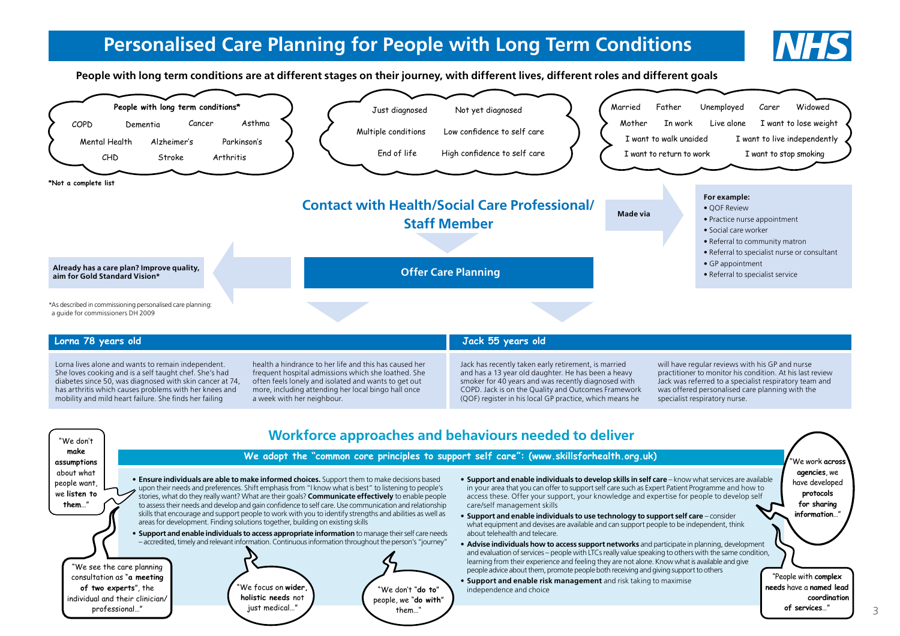# Personalised Care Planning for People with Long Term Conditions

**People with long term conditions are at different stages on their journey, with different lives, different roles and different goals**

**People with long term conditions***

COPD, Dementia, Cancer, Asthma, Mental Health, Alzheimer's, Parkinson's, CHD, Stroke, Arthritis

***Not a complete list**

Just diagnosed, Not yet diagnosed, Multiple conditions, Low confidence to self care, End of life, High confidence to self care

Married, Father, Unemployed, Carer, Widowed, Mother, In work, Live alone, I want to lose weight, I want to walk unaided, I want to live independently, I want to return to work, I want to stop smoking

## Contact with Health/Social Care Professional/ Staff Member

**Made via**

**For example:**

- QOF Review
- Practice nurse appointment
- Social care worker
- Referral to community matron
- Referral to specialist nurse or consultant
- GP appointment
- Referral to specialist service

**Already has a care plan? Improve quality, aim for Gold Standard Vision***

*As described in commissioning personalised care planning: a guide for commissioners DH 2009

**Offer Care Planning**

### Lorna 78 years old

Lorna lives alone and wants to remain independent. She loves cooking and is a self taught chef. She's had diabetes since 50, was diagnosed with skin cancer at 74, has arthritis which causes problems with her knees and mobility and mild heart failure. She finds her failing health a hindrance to her life and this has caused her frequent hospital admissions which she loathed. She often feels lonely and isolated and wants to get out more, including attending her local bingo hall once a week with her neighbour.

### Jack 55 years old

Jack has recently taken early retirement, is married and has a 13 year old daughter. He has been a heavy smoker for 40 years and was recently diagnosed with COPD. Jack is on the Quality and Outcomes Framework (QOF) register in his local GP practice, which means he will have regular reviews with his GP and nurse practitioner to monitor his condition. At his last review Jack was referred to a specialist respiratory team and was offered personalised care planning with the specialist respiratory nurse.

## Workforce approaches and behaviours needed to deliver

**We adopt the "common core principles to support self care": (www.skillsforhealth.org.uk)**

- **Ensure individuals are able to make informed choices.** Support them to make decisions based upon their needs and preferences. Shift emphasis from "I know what is best" to listening to people's stories, what do they really want? What are their goals? **Communicate effectively** to enable people to assess their needs and develop and gain confidence to self care. Use communication and relationship skills that encourage and support people to work with you to identify strengths and abilities as well as areas for development. Finding solutions together, building on existing skills
- **Support and enable individuals to access appropriate information** to manage their self care needs – accredited, timely and relevant information. Continuous information throughout the person's "journey"
- **Support and enable individuals to develop skills in self care** – know what services are available in your area that you can offer to support self care such as Expert Patient Programme and how to access these. Offer your support, your knowledge and expertise for people to develop self care/self management skills
- **Support and enable individuals to use technology to support self care** – consider what equipment and devises are available and can support people to be independent, think about telehealth and telecare.
- **Advise individuals how to access support networks** and participate in planning, development and evaluation of services – people with LTCs really value speaking to others with the same condition, learning from their experience and feeling they are not alone. Know what is available and give people advice about them, promote people both receiving and giving support to others
- **Support and enable risk management** and risk taking to maximise independence and choice

"We don't **make assumptions** about what people want, we **listen to them**..."

"We see the care planning consultation as "**a meeting of two experts**", the individual and their clinician/ professional..."

"We focus on **wider, holistic needs** not just medical..."

"We don't "**do to**" people, we "**do with**" them..."

"We work **across agencies**, we have developed **protocols for sharing information**..."

"People with **complex needs** have a **named lead coordination of services**..."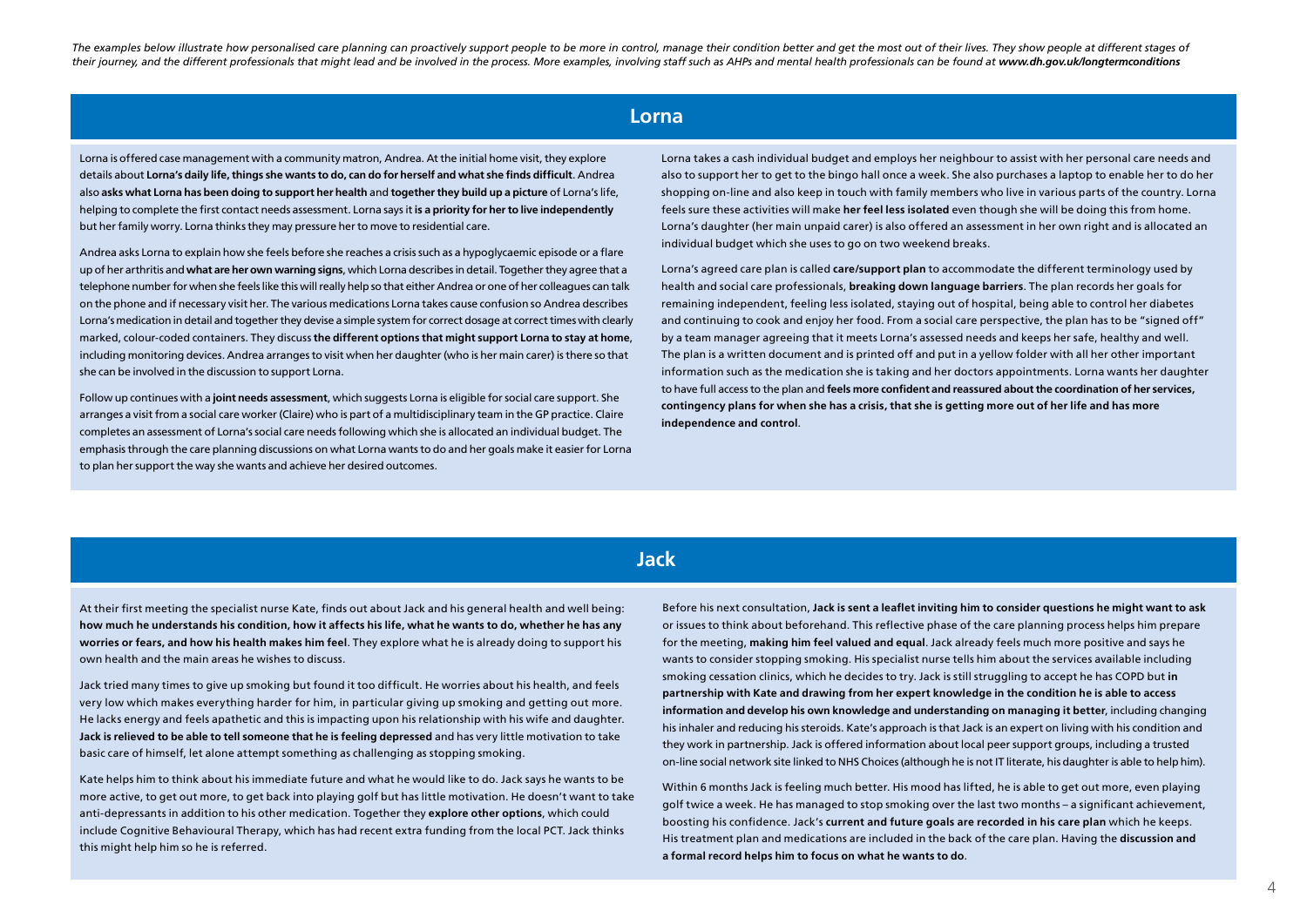*The examples below illustrate how personalised care planning can proactively support people to be more in control, manage their condition better and get the most out of their lives. They show people at different stages of their journey, and the different professionals that might lead and be involved in the process. More examples, involving staff such as AHPs and mental health professionals can be found at **www.dh.gov.uk/longtermconditions***

## Lorna

Lorna is offered case management with a community matron, Andrea. At the initial home visit, they explore details about **Lorna's daily life, things she wants to do, can do for herself and what she finds difficult**. Andrea also **asks what Lorna has been doing to support her health** and **together they build up a picture** of Lorna's life, helping to complete the first contact needs assessment. Lorna says it **is a priority for her to live independently** but her family worry. Lorna thinks they may pressure her to move to residential care.

Andrea asks Lorna to explain how she feels before she reaches a crisis such as a hypoglycaemic episode or a flare up of her arthritis and **what are her own warning signs**, which Lorna describes in detail. Together they agree that a telephone number for when she feels like this will really help so that either Andrea or one of her colleagues can talk on the phone and if necessary visit her. The various medications Lorna takes cause confusion so Andrea describes Lorna's medication in detail and together they devise a simple system for correct dosage at correct times with clearly marked, colour-coded containers. They discuss **the different options that might support Lorna to stay at home**, including monitoring devices. Andrea arranges to visit when her daughter (who is her main carer) is there so that she can be involved in the discussion to support Lorna.

Follow up continues with a **joint needs assessment**, which suggests Lorna is eligible for social care support. She arranges a visit from a social care worker (Claire) who is part of a multidisciplinary team in the GP practice. Claire completes an assessment of Lorna's social care needs following which she is allocated an individual budget. The emphasis through the care planning discussions on what Lorna wants to do and her goals make it easier for Lorna to plan her support the way she wants and achieve her desired outcomes.

Lorna takes a cash individual budget and employs her neighbour to assist with her personal care needs and also to support her to get to the bingo hall once a week. She also purchases a laptop to enable her to do her shopping on-line and also keep in touch with family members who live in various parts of the country. Lorna feels sure these activities will make **her feel less isolated** even though she will be doing this from home. Lorna's daughter (her main unpaid carer) is also offered an assessment in her own right and is allocated an individual budget which she uses to go on two weekend breaks.

Lorna's agreed care plan is called **care/support plan** to accommodate the different terminology used by health and social care professionals, **breaking down language barriers**. The plan records her goals for remaining independent, feeling less isolated, staying out of hospital, being able to control her diabetes and continuing to cook and enjoy her food. From a social care perspective, the plan has to be "signed off" by a team manager agreeing that it meets Lorna's assessed needs and keeps her safe, healthy and well. The plan is a written document and is printed off and put in a yellow folder with all her other important information such as the medication she is taking and her doctors appointments. Lorna wants her daughter to have full access to the plan and **feels more confident and reassured about the coordination of her services, contingency plans for when she has a crisis, that she is getting more out of her life and has more independence and control**.

## Jack

At their first meeting the specialist nurse Kate, finds out about Jack and his general health and well being: **how much he understands his condition, how it affects his life, what he wants to do, whether he has any worries or fears, and how his health makes him feel**. They explore what he is already doing to support his own health and the main areas he wishes to discuss.

Jack tried many times to give up smoking but found it too difficult. He worries about his health, and feels very low which makes everything harder for him, in particular giving up smoking and getting out more. He lacks energy and feels apathetic and this is impacting upon his relationship with his wife and daughter. **Jack is relieved to be able to tell someone that he is feeling depressed** and has very little motivation to take basic care of himself, let alone attempt something as challenging as stopping smoking.

Kate helps him to think about his immediate future and what he would like to do. Jack says he wants to be more active, to get out more, to get back into playing golf but has little motivation. He doesn't want to take anti-depressants in addition to his other medication. Together they **explore other options**, which could include Cognitive Behavioural Therapy, which has had recent extra funding from the local PCT. Jack thinks this might help him so he is referred.

Before his next consultation, **Jack is sent a leaflet inviting him to consider questions he might want to ask** or issues to think about beforehand. This reflective phase of the care planning process helps him prepare for the meeting, **making him feel valued and equal**. Jack already feels much more positive and says he wants to consider stopping smoking. His specialist nurse tells him about the services available including smoking cessation clinics, which he decides to try. Jack is still struggling to accept he has COPD but **in partnership with Kate and drawing from her expert knowledge in the condition he is able to access information and develop his own knowledge and understanding on managing it better**, including changing his inhaler and reducing his steroids. Kate's approach is that Jack is an expert on living with his condition and they work in partnership. Jack is offered information about local peer support groups, including a trusted on-line social network site linked to NHS Choices (although he is not IT literate, his daughter is able to help him).

Within 6 months Jack is feeling much better. His mood has lifted, he is able to get out more, even playing golf twice a week. He has managed to stop smoking over the last two months – a significant achievement, boosting his confidence. Jack's **current and future goals are recorded in his care plan** which he keeps. His treatment plan and medications are included in the back of the care plan. Having the **discussion and a formal record helps him to focus on what he wants to do**.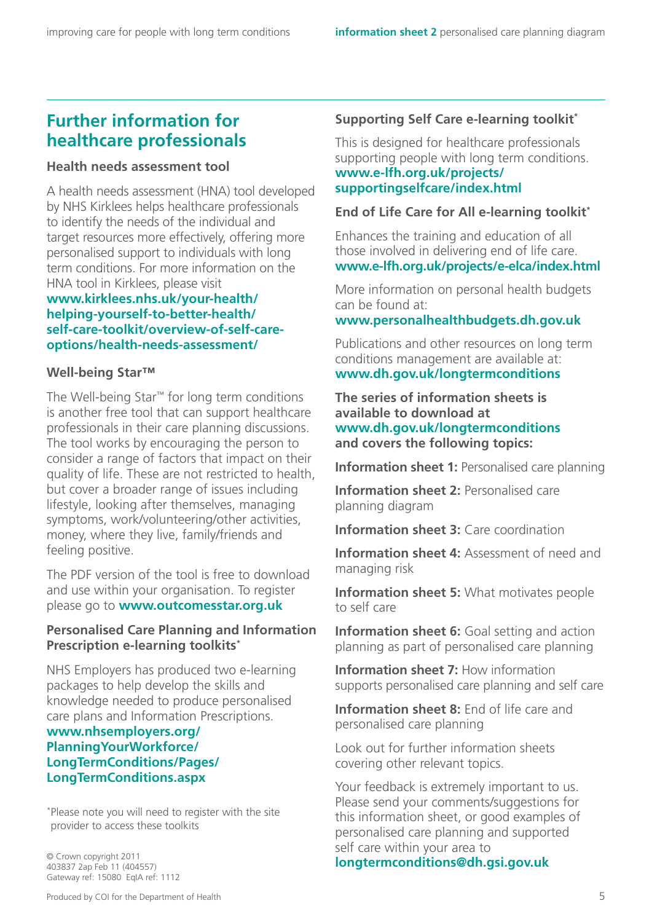## Further information for healthcare professionals

**Health needs assessment tool**

A health needs assessment (HNA) tool developed by NHS Kirklees helps healthcare professionals to identify the needs of the individual and target resources more effectively, offering more personalised support to individuals with long term conditions. For more information on the HNA tool in Kirklees, please visit **www.kirklees.nhs.uk/your-health/helping-yourself-to-better-health/self-care-toolkit/overview-of-self-care-options/health-needs-assessment/**

**Well-being Star™**

The Well-being Star™ for long term conditions is another free tool that can support healthcare professionals in their care planning discussions. The tool works by encouraging the person to consider a range of factors that impact on their quality of life. These are not restricted to health, but cover a broader range of issues including lifestyle, looking after themselves, managing symptoms, work/volunteering/other activities, money, where they live, family/friends and feeling positive.

The PDF version of the tool is free to download and use within your organisation. To register please go to **www.outcomesstar.org.uk**

**Personalised Care Planning and Information Prescription e-learning toolkits***

NHS Employers has produced two e-learning packages to help develop the skills and knowledge needed to produce personalised care plans and Information Prescriptions. **www.nhsemployers.org/PlanningYourWorkforce/LongTermConditions/Pages/LongTermConditions.aspx**

*Please note you will need to register with the site provider to access these toolkits

© Crown copyright 2011
403837 2ap Feb 11 (404557)
Gateway ref: 15080 EqIA ref: 1112

**Supporting Self Care e-learning toolkit***

This is designed for healthcare professionals supporting people with long term conditions. **www.e-lfh.org.uk/projects/supportingselfcare/index.html**

**End of Life Care for All e-learning toolkit***

Enhances the training and education of all those involved in delivering end of life care. **www.e-lfh.org.uk/projects/e-elca/index.html**

More information on personal health budgets can be found at: **www.personalhealthbudgets.dh.gov.uk**

Publications and other resources on long term conditions management are available at: **www.dh.gov.uk/longtermconditions**

**The series of information sheets is available to download at www.dh.gov.uk/longtermconditions and covers the following topics:**

**Information sheet 1:** Personalised care planning

**Information sheet 2:** Personalised care planning diagram

**Information sheet 3:** Care coordination

**Information sheet 4:** Assessment of need and managing risk

**Information sheet 5:** What motivates people to self care

**Information sheet 6:** Goal setting and action planning as part of personalised care planning

**Information sheet 7:** How information supports personalised care planning and self care

**Information sheet 8:** End of life care and personalised care planning

Look out for further information sheets covering other relevant topics.

Your feedback is extremely important to us. Please send your comments/suggestions for this information sheet, or good examples of personalised care planning and supported self care within your area to **longtermconditions@dh.gsi.gov.uk**

Produced by COI for the Department of Health